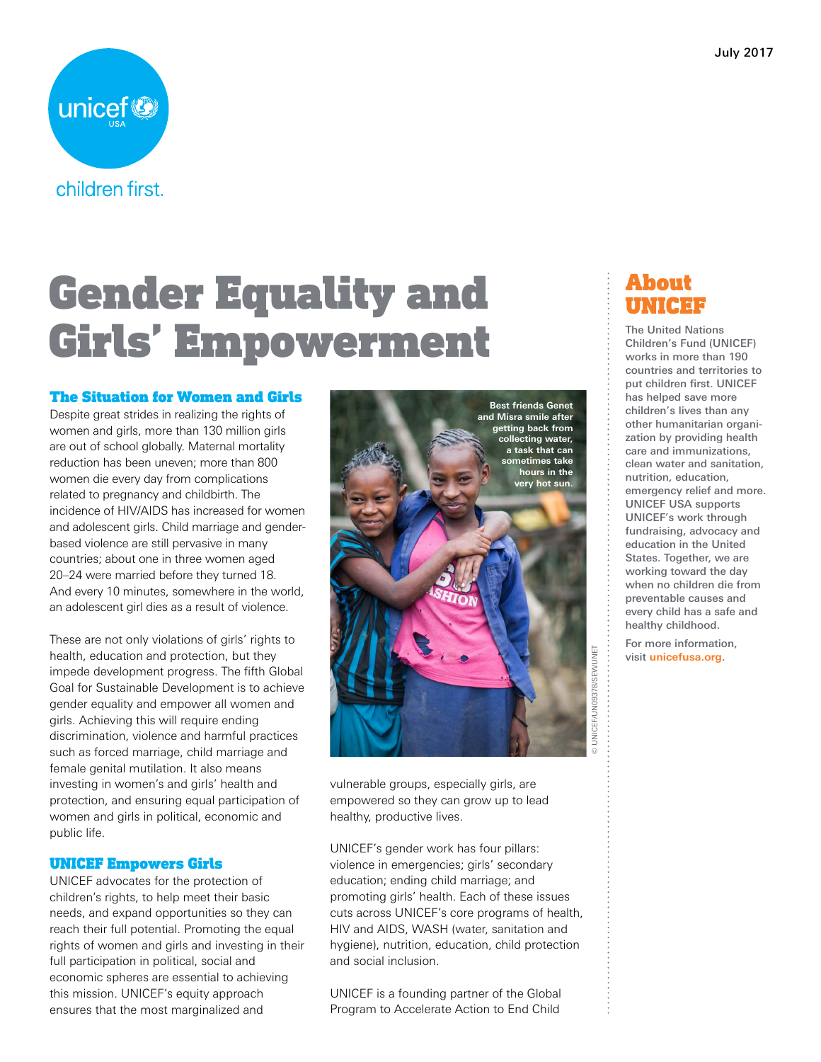July 2017

children first.

# Gender Equality and Girls' Empowerment

## The Situation for Women and Girls

Despite great strides in realizing the rights of women and girls, more than 130 million girls are out of school globally. Maternal mortality reduction has been uneven; more than 800 women die every day from complications related to pregnancy and childbirth. The incidence of HIV/AIDS has increased for women and adolescent girls. Child marriage and gender-based violence are still pervasive in many countries; about one in three women aged 20–24 were married before they turned 18. And every 10 minutes, somewhere in the world, an adolescent girl dies as a result of violence.

These are not only violations of girls' rights to health, education and protection, but they impede development progress. The fifth Global Goal for Sustainable Development is to achieve gender equality and empower all women and girls. Achieving this will require ending discrimination, violence and harmful practices such as forced marriage, child marriage and female genital mutilation. It also means investing in women's and girls' health and protection, and ensuring equal participation of women and girls in political, economic and public life.

## UNICEF Empowers Girls

UNICEF advocates for the protection of children's rights, to help meet their basic needs, and expand opportunities so they can reach their full potential. Promoting the equal rights of women and girls and investing in their full participation in political, social and economic spheres are essential to achieving this mission. UNICEF's equity approach ensures that the most marginalized and vulnerable groups, especially girls, are empowered so they can grow up to lead healthy, productive lives.

Best friends Genet and Misra smile after getting back from collecting water, a task that can sometimes take hours in the very hot sun.

© UNICEF/UN09378/SEWUNET

UNICEF's gender work has four pillars: violence in emergencies; girls' secondary education; ending child marriage; and promoting girls' health. Each of these issues cuts across UNICEF's core programs of health, HIV and AIDS, WASH (water, sanitation and hygiene), nutrition, education, child protection and social inclusion.

UNICEF is a founding partner of the Global Program to Accelerate Action to End Child

## About UNICEF

The United Nations Children's Fund (UNICEF) works in more than 190 countries and territories to put children first. UNICEF has helped save more children's lives than any other humanitarian organization by providing health care and immunizations, clean water and sanitation, nutrition, education, emergency relief and more. UNICEF USA supports UNICEF's work through fundraising, advocacy and education in the United States. Together, we are working toward the day when no children die from preventable causes and every child has a safe and healthy childhood.

For more information, visit **unicefusa.org**.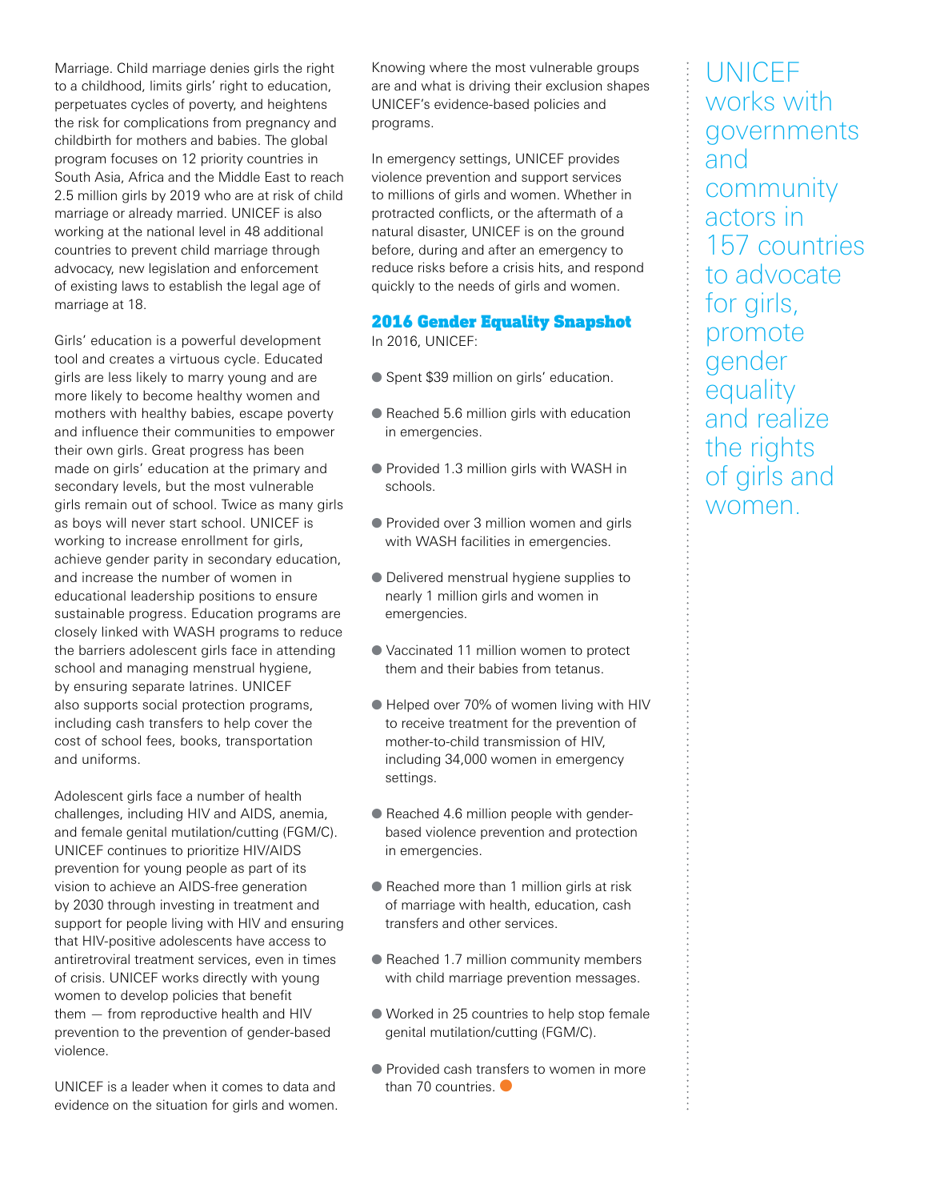Marriage. Child marriage denies girls the right to a childhood, limits girls' right to education, perpetuates cycles of poverty, and heightens the risk for complications from pregnancy and childbirth for mothers and babies. The global program focuses on 12 priority countries in South Asia, Africa and the Middle East to reach 2.5 million girls by 2019 who are at risk of child marriage or already married. UNICEF is also working at the national level in 48 additional countries to prevent child marriage through advocacy, new legislation and enforcement of existing laws to establish the legal age of marriage at 18.

Girls' education is a powerful development tool and creates a virtuous cycle. Educated girls are less likely to marry young and are more likely to become healthy women and mothers with healthy babies, escape poverty and influence their communities to empower their own girls. Great progress has been made on girls' education at the primary and secondary levels, but the most vulnerable girls remain out of school. Twice as many girls as boys will never start school. UNICEF is working to increase enrollment for girls, achieve gender parity in secondary education, and increase the number of women in educational leadership positions to ensure sustainable progress. Education programs are closely linked with WASH programs to reduce the barriers adolescent girls face in attending school and managing menstrual hygiene, by ensuring separate latrines. UNICEF also supports social protection programs, including cash transfers to help cover the cost of school fees, books, transportation and uniforms.

Adolescent girls face a number of health challenges, including HIV and AIDS, anemia, and female genital mutilation/cutting (FGM/C). UNICEF continues to prioritize HIV/AIDS prevention for young people as part of its vision to achieve an AIDS-free generation by 2030 through investing in treatment and support for people living with HIV and ensuring that HIV-positive adolescents have access to antiretroviral treatment services, even in times of crisis. UNICEF works directly with young women to develop policies that benefit them — from reproductive health and HIV prevention to the prevention of gender-based violence.

UNICEF is a leader when it comes to data and evidence on the situation for girls and women. Knowing where the most vulnerable groups are and what is driving their exclusion shapes UNICEF's evidence-based policies and programs.

In emergency settings, UNICEF provides violence prevention and support services to millions of girls and women. Whether in protracted conflicts, or the aftermath of a natural disaster, UNICEF is on the ground before, during and after an emergency to reduce risks before a crisis hits, and respond quickly to the needs of girls and women.

### 2016 Gender Equality Snapshot

In 2016, UNICEF:

- Spent $39 million on girls' education.
- Reached 5.6 million girls with education in emergencies.
- Provided 1.3 million girls with WASH in schools.
- Provided over 3 million women and girls with WASH facilities in emergencies.
- Delivered menstrual hygiene supplies to nearly 1 million girls and women in emergencies.
- Vaccinated 11 million women to protect them and their babies from tetanus.
- Helped over 70% of women living with HIV to receive treatment for the prevention of mother-to-child transmission of HIV, including 34,000 women in emergency settings.
- Reached 4.6 million people with gender-based violence prevention and protection in emergencies.
- Reached more than 1 million girls at risk of marriage with health, education, cash transfers and other services.
- Reached 1.7 million community members with child marriage prevention messages.
- Worked in 25 countries to help stop female genital mutilation/cutting (FGM/C).
- Provided cash transfers to women in more than 70 countries.

UNICEF works with governments and community actors in 157 countries to advocate for girls, promote gender equality and realize the rights of girls and women.